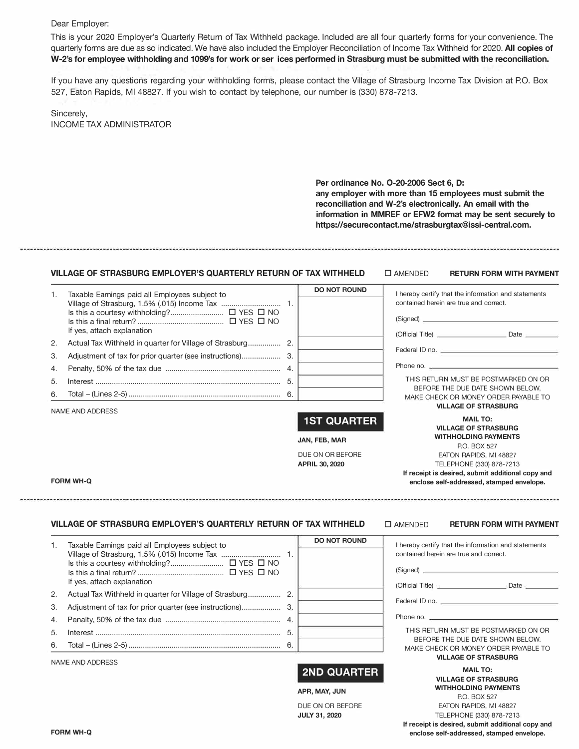Dear Employer:

This is your 2020 Employer's Quarterly Return of Tax Withheld package. Included are all four quarterly forms for your convenience. The quarterly forms are due as so indicated. We have also included the Employer Reconciliation of Income Tax Withheld for 2020. **All copies of W-2's for employee withholding and 1099's for work or ser ices performed in Strasburg must be submitted with the reconciliation.**

If you have any questions regarding your withholding forms, please contact the Village of Strasburg Income Tax Division at P.O. Box 527, Eaton Rapids, MI 48827. If you wish to contact by telephone, our number is (330) 878-7213.

Sincerely,
INCOME TAX ADMINISTRATOR

**Per ordinance No. O-20-2006 Sect 6, D:**
**any employer with more than 15 employees must submit the reconciliation and W-2's electronically. An email with the information in MMREF or EFW2 format may be sent securely to https://securecontact.me/strasburgtax@issi-central.com.**

---

**VILLAGE OF STRASBURG EMPLOYER'S QUARTERLY RETURN OF TAX WITHHELD** ☐ AMENDED **RETURN FORM WITH PAYMENT**

| | | DO NOT ROUND |
|---|---|---|
| 1. | Taxable Earnings paid all Employees subject to Village of Strasburg, 1.5% (.015) Income Tax ............................. 1.<br>Is this a courtesy withholding?.......................... ☐ YES ☐ NO<br>Is this a final return? .......................................... ☐ YES ☐ NO<br>If yes, attach explanation | |
| 2. | Actual Tax Withheld in quarter for Village of Strasburg................ 2. | |
| 3. | Adjustment of tax for prior quarter (see instructions)................... 3. | |
| 4. | Penalty, 50% of the tax due ........................................................ 4. | |
| 5. | Interest .......................................................................................... 5. | |
| 6. | Total – (Lines 2-5) .......................................................................... 6. | |

I hereby certify that the information and statements contained herein are true and correct.

(Signed) ______________________________

(Official Title) ___________________ Date _________

Federal ID no. ______________________________

Phone no. ______________________________

THIS RETURN MUST BE POSTMARKED ON OR BEFORE THE DUE DATE SHOWN BELOW. MAKE CHECK OR MONEY ORDER PAYABLE TO **VILLAGE OF STRASBURG**

NAME AND ADDRESS

**1ST QUARTER**

**JAN, FEB, MAR**

DUE ON OR BEFORE
**APRIL 30, 2020**

**MAIL TO:**
**VILLAGE OF STRASBURG**
**WITHHOLDING PAYMENTS**
P.O. BOX 527
EATON RAPIDS, MI 48827
TELEPHONE (330) 878-7213

**If receipt is desired, submit additional copy and enclose self-addressed, stamped envelope.**

**FORM WH-Q**

---

**VILLAGE OF STRASBURG EMPLOYER'S QUARTERLY RETURN OF TAX WITHHELD** ☐ AMENDED **RETURN FORM WITH PAYMENT**

| | | DO NOT ROUND |
|---|---|---|
| 1. | Taxable Earnings paid all Employees subject to Village of Strasburg, 1.5% (.015) Income Tax ............................. 1.<br>Is this a courtesy withholding?.......................... ☐ YES ☐ NO<br>Is this a final return? .......................................... ☐ YES ☐ NO<br>If yes, attach explanation | |
| 2. | Actual Tax Withheld in quarter for Village of Strasburg................ 2. | |
| 3. | Adjustment of tax for prior quarter (see instructions)................... 3. | |
| 4. | Penalty, 50% of the tax due ........................................................ 4. | |
| 5. | Interest .......................................................................................... 5. | |
| 6. | Total – (Lines 2-5) .......................................................................... 6. | |

I hereby certify that the information and statements contained herein are true and correct.

(Signed) ______________________________

(Official Title) ___________________ Date _________

Federal ID no. ______________________________

Phone no. ______________________________

THIS RETURN MUST BE POSTMARKED ON OR BEFORE THE DUE DATE SHOWN BELOW. MAKE CHECK OR MONEY ORDER PAYABLE TO **VILLAGE OF STRASBURG**

NAME AND ADDRESS

**2ND QUARTER**

**APR, MAY, JUN**

DUE ON OR BEFORE
**JULY 31, 2020**

**MAIL TO:**
**VILLAGE OF STRASBURG**
**WITHHOLDING PAYMENTS**
P.O. BOX 527
EATON RAPIDS, MI 48827
TELEPHONE (330) 878-7213

**If receipt is desired, submit additional copy and enclose self-addressed, stamped envelope.**

**FORM WH-Q**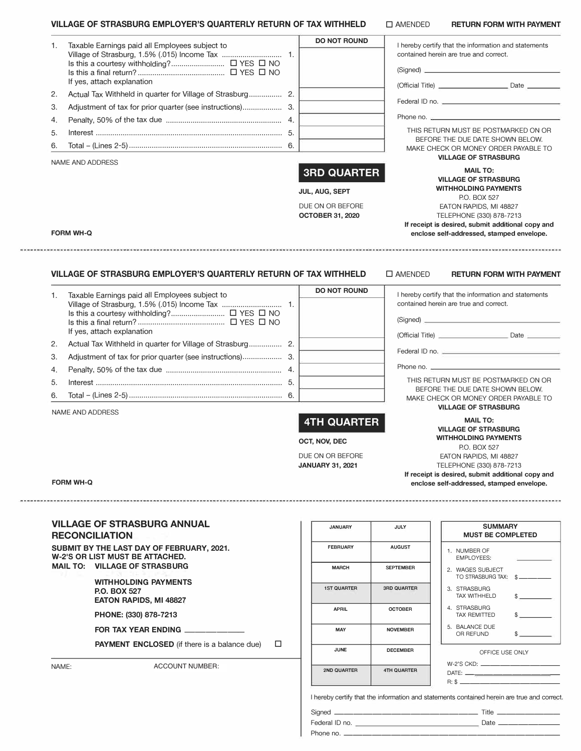## VILLAGE OF STRASBURG EMPLOYER'S QUARTERLY RETURN OF TAX WITHHELD

☐ AMENDED **RETURN FORM WITH PAYMENT**

| | | DO NOT ROUND |
|---|---|---|
| 1. | Taxable Earnings paid all Employees subject to Village of Strasburg, 1.5% (.015) Income Tax ............................ 1.<br>Is this a courtesy withholding?.......................... ☐ YES ☐ NO<br>Is this a final return? .......................................... ☐ YES ☐ NO<br>If yes, attach explanation | |
| 2. | Actual Tax Withheld in quarter for Village of Strasburg................ 2. | |
| 3. | Adjustment of tax for prior quarter (see instructions)................... 3. | |
| 4. | Penalty, 50% of the tax due ........................................................ 4. | |
| 5. | Interest ......................................................................................... 5. | |
| 6. | Total – (Lines 2-5) .......................................................................... 6. | |

I hereby certify that the information and statements contained herein are true and correct.

(Signed) ____________________

(Official Title) ____________________ Date __________

Federal ID no. ____________________

Phone no. ____________________

THIS RETURN MUST BE POSTMARKED ON OR BEFORE THE DUE DATE SHOWN BELOW. MAKE CHECK OR MONEY ORDER PAYABLE TO **VILLAGE OF STRASBURG**

NAME AND ADDRESS

**3RD QUARTER**

**JUL, AUG, SEPT**

DUE ON OR BEFORE **OCTOBER 31, 2020**

**MAIL TO:**
**VILLAGE OF STRASBURG**
**WITHHOLDING PAYMENTS**
P.O. BOX 527
EATON RAPIDS, MI 48827
TELEPHONE (330) 878-7213

**If receipt is desired, submit additional copy and enclose self-addressed, stamped envelope.**

**FORM WH-Q**

---

## VILLAGE OF STRASBURG EMPLOYER'S QUARTERLY RETURN OF TAX WITHHELD

☐ AMENDED **RETURN FORM WITH PAYMENT**

| | | DO NOT ROUND |
|---|---|---|
| 1. | Taxable Earnings paid all Employees subject to Village of Strasburg, 1.5% (.015) Income Tax ............................ 1.<br>Is this a courtesy withholding?.......................... ☐ YES ☐ NO<br>Is this a final return? .......................................... ☐ YES ☐ NO<br>If yes, attach explanation | |
| 2. | Actual Tax Withheld in quarter for Village of Strasburg................ 2. | |
| 3. | Adjustment of tax for prior quarter (see instructions)................... 3. | |
| 4. | Penalty, 50% of the tax due ........................................................ 4. | |
| 5. | Interest ......................................................................................... 5. | |
| 6. | Total – (Lines 2-5) .......................................................................... 6. | |

I hereby certify that the information and statements contained herein are true and correct.

(Signed) ____________________

(Official Title) ____________________ Date __________

Federal ID no. ____________________

Phone no. ____________________

THIS RETURN MUST BE POSTMARKED ON OR BEFORE THE DUE DATE SHOWN BELOW. MAKE CHECK OR MONEY ORDER PAYABLE TO **VILLAGE OF STRASBURG**

NAME AND ADDRESS

**4TH QUARTER**

**OCT, NOV, DEC**

DUE ON OR BEFORE **JANUARY 31, 2021**

**MAIL TO:**
**VILLAGE OF STRASBURG**
**WITHHOLDING PAYMENTS**
P.O. BOX 527
EATON RAPIDS, MI 48827
TELEPHONE (330) 878-7213

**If receipt is desired, submit additional copy and enclose self-addressed, stamped envelope.**

**FORM WH-Q**

---

## VILLAGE OF STRASBURG ANNUAL RECONCILIATION

**SUBMIT BY THE LAST DAY OF FEBRUARY, 2021.**
**W-2'S OR LIST MUST BE ATTACHED.**
**MAIL TO: VILLAGE OF STRASBURG**

**WITHHOLDING PAYMENTS**
**P.O. BOX 527**
**EATON RAPIDS, MI 48827**

**PHONE: (330) 878-7213**

**FOR TAX YEAR ENDING** __________

**PAYMENT ENCLOSED** (if there is a balance due) ☐

NAME: ACCOUNT NUMBER:

| | |
|---|---|
| JANUARY | JULY |
| FEBRUARY | AUGUST |
| MARCH | SEPTEMBER |
| 1ST QUARTER | 3RD QUARTER |
| APRIL | OCTOBER |
| MAY | NOVEMBER |
| JUNE | DECEMBER |
| 2ND QUARTER | 4TH QUARTER |

**SUMMARY MUST BE COMPLETED**

1. NUMBER OF EMPLOYEES: __________
2. WAGES SUBJECT TO STRASBURG TAX: $ __________
3. STRASBURG TAX WITHHELD $ __________
4. STRASBURG TAX REMITTED $ __________
5. BALANCE DUE OR REFUND $ __________

OFFICE USE ONLY

W-2'S CKD: __________
DATE: __________
R: $ __________

I hereby certify that the information and statements contained herein are true and correct.

Signed ____________________ Title __________

Federal ID no. ____________________ Date __________

Phone no. ____________________